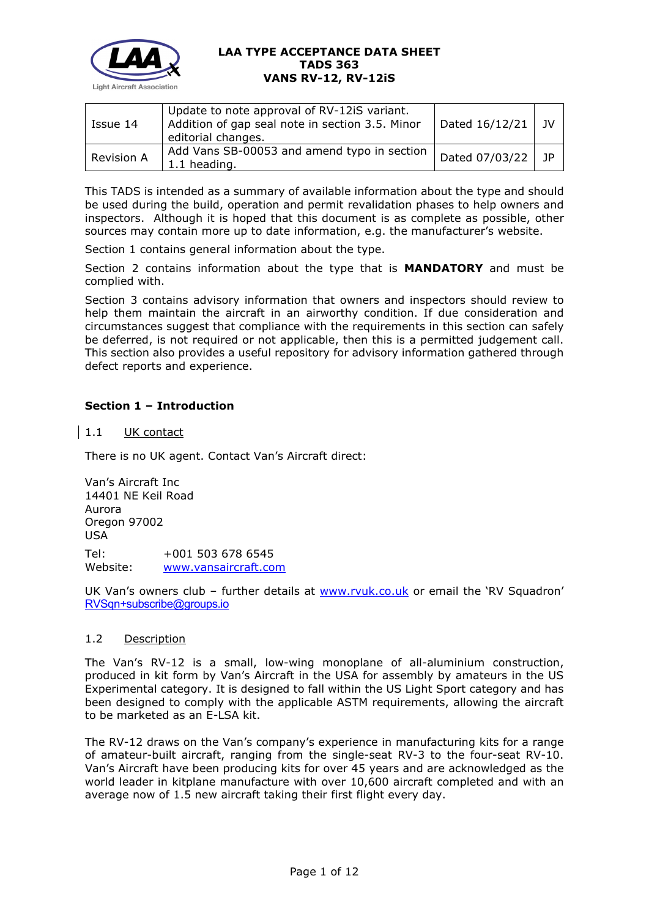# LAA TYPE ACCEPTANCE DATA SHEET
# TADS 363
# VANS RV-12, RV-12iS

| Issue 14 | Update to note approval of RV-12iS variant. Addition of gap seal note in section 3.5. Minor editorial changes. | Dated 16/12/21 | JV |
|---|---|---|---|
| Revision A | Add Vans SB-00053 and amend typo in section 1.1 heading. | Dated 07/03/22 | JP |

This TADS is intended as a summary of available information about the type and should be used during the build, operation and permit revalidation phases to help owners and inspectors. Although it is hoped that this document is as complete as possible, other sources may contain more up to date information, e.g. the manufacturer's website.

Section 1 contains general information about the type.

Section 2 contains information about the type that is **MANDATORY** and must be complied with.

Section 3 contains advisory information that owners and inspectors should review to help them maintain the aircraft in an airworthy condition. If due consideration and circumstances suggest that compliance with the requirements in this section can safely be deferred, is not required or not applicable, then this is a permitted judgement call. This section also provides a useful repository for advisory information gathered through defect reports and experience.

## Section 1 – Introduction

### 1.1 UK contact

There is no UK agent. Contact Van's Aircraft direct:

Van's Aircraft Inc  
14401 NE Keil Road  
Aurora  
Oregon 97002  
USA

Tel: +001 503 678 6545  
Website: www.vansaircraft.com

UK Van's owners club – further details at www.rvuk.co.uk or email the 'RV Squadron' RVSqn+subscribe@groups.io

### 1.2 Description

The Van's RV-12 is a small, low-wing monoplane of all-aluminium construction, produced in kit form by Van's Aircraft in the USA for assembly by amateurs in the US Experimental category. It is designed to fall within the US Light Sport category and has been designed to comply with the applicable ASTM requirements, allowing the aircraft to be marketed as an E-LSA kit.

The RV-12 draws on the Van's company's experience in manufacturing kits for a range of amateur-built aircraft, ranging from the single-seat RV-3 to the four-seat RV-10. Van's Aircraft have been producing kits for over 45 years and are acknowledged as the world leader in kitplane manufacture with over 10,600 aircraft completed and with an average now of 1.5 new aircraft taking their first flight every day.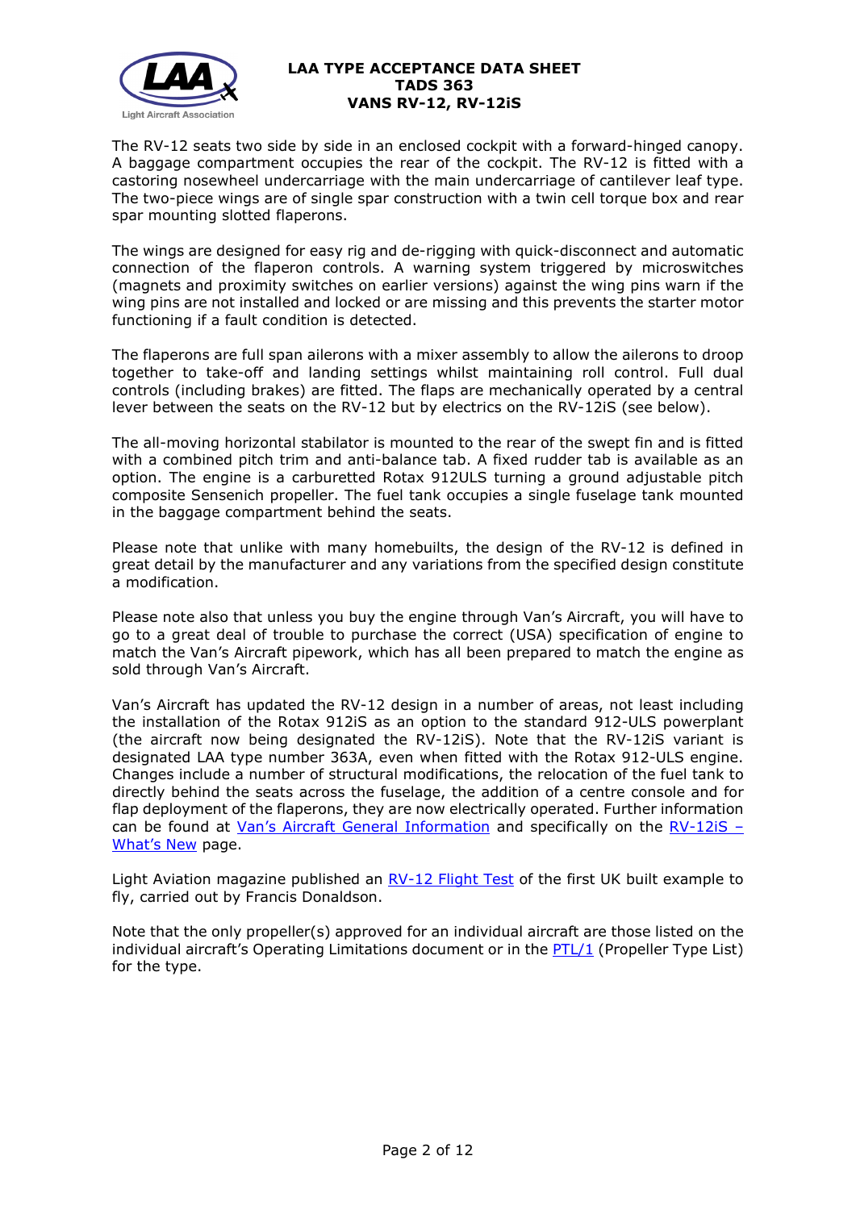The RV-12 seats two side by side in an enclosed cockpit with a forward-hinged canopy. A baggage compartment occupies the rear of the cockpit. The RV-12 is fitted with a castoring nosewheel undercarriage with the main undercarriage of cantilever leaf type. The two-piece wings are of single spar construction with a twin cell torque box and rear spar mounting slotted flaperons.

The wings are designed for easy rig and de-rigging with quick-disconnect and automatic connection of the flaperon controls. A warning system triggered by microswitches (magnets and proximity switches on earlier versions) against the wing pins warn if the wing pins are not installed and locked or are missing and this prevents the starter motor functioning if a fault condition is detected.

The flaperons are full span ailerons with a mixer assembly to allow the ailerons to droop together to take-off and landing settings whilst maintaining roll control. Full dual controls (including brakes) are fitted. The flaps are mechanically operated by a central lever between the seats on the RV-12 but by electrics on the RV-12iS (see below).

The all-moving horizontal stabilator is mounted to the rear of the swept fin and is fitted with a combined pitch trim and anti-balance tab. A fixed rudder tab is available as an option. The engine is a carburetted Rotax 912ULS turning a ground adjustable pitch composite Sensenich propeller. The fuel tank occupies a single fuselage tank mounted in the baggage compartment behind the seats.

Please note that unlike with many homebuilts, the design of the RV-12 is defined in great detail by the manufacturer and any variations from the specified design constitute a modification.

Please note also that unless you buy the engine through Van's Aircraft, you will have to go to a great deal of trouble to purchase the correct (USA) specification of engine to match the Van's Aircraft pipework, which has all been prepared to match the engine as sold through Van's Aircraft.

Van's Aircraft has updated the RV-12 design in a number of areas, not least including the installation of the Rotax 912iS as an option to the standard 912-ULS powerplant (the aircraft now being designated the RV-12iS). Note that the RV-12iS variant is designated LAA type number 363A, even when fitted with the Rotax 912-ULS engine. Changes include a number of structural modifications, the relocation of the fuel tank to directly behind the seats across the fuselage, the addition of a centre console and for flap deployment of the flaperons, they are now electrically operated. Further information can be found at Van's Aircraft General Information and specifically on the RV-12iS – What's New page.

Light Aviation magazine published an RV-12 Flight Test of the first UK built example to fly, carried out by Francis Donaldson.

Note that the only propeller(s) approved for an individual aircraft are those listed on the individual aircraft's Operating Limitations document or in the PTL/1 (Propeller Type List) for the type.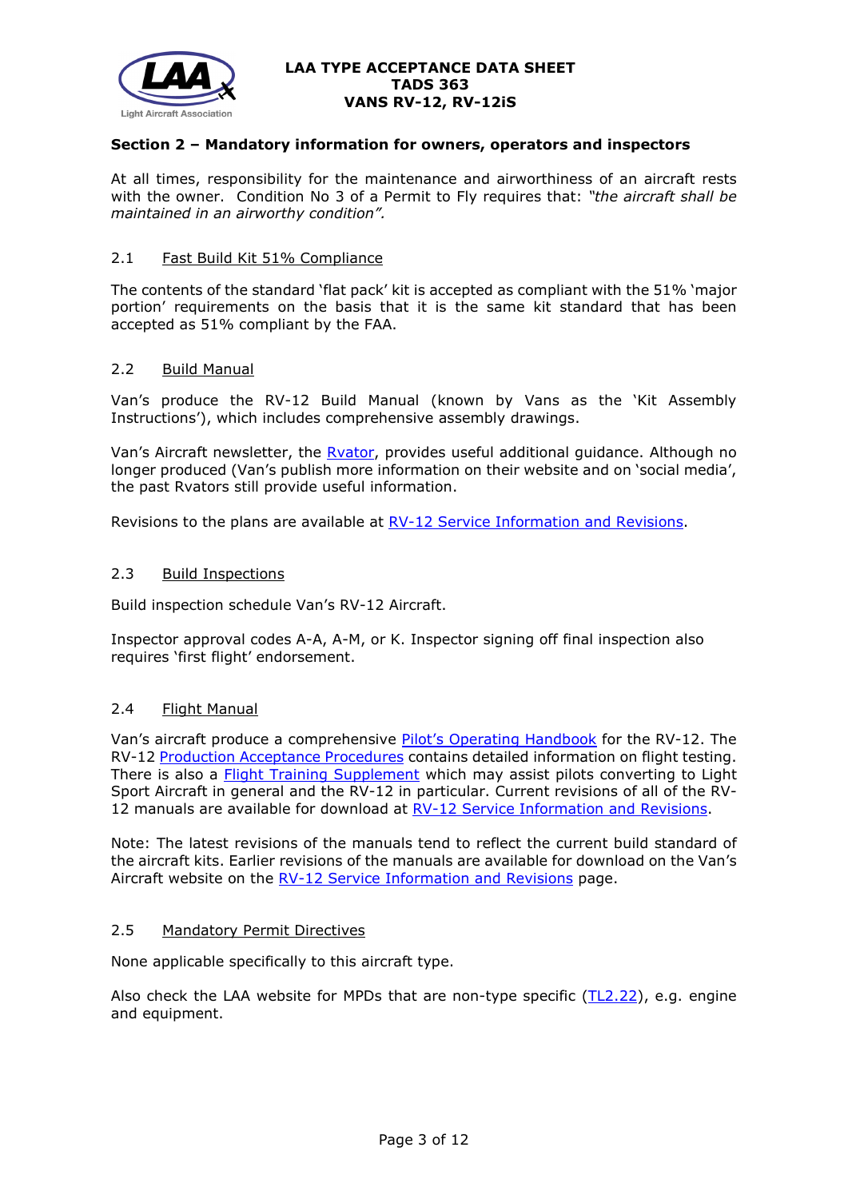## Section 2 – Mandatory information for owners, operators and inspectors

At all times, responsibility for the maintenance and airworthiness of an aircraft rests with the owner. Condition No 3 of a Permit to Fly requires that: *"the aircraft shall be maintained in an airworthy condition".*

### 2.1 Fast Build Kit 51% Compliance

The contents of the standard 'flat pack' kit is accepted as compliant with the 51% 'major portion' requirements on the basis that it is the same kit standard that has been accepted as 51% compliant by the FAA.

### 2.2 Build Manual

Van's produce the RV-12 Build Manual (known by Vans as the 'Kit Assembly Instructions'), which includes comprehensive assembly drawings.

Van's Aircraft newsletter, the Rvator, provides useful additional guidance. Although no longer produced (Van's publish more information on their website and on 'social media', the past Rvators still provide useful information.

Revisions to the plans are available at RV-12 Service Information and Revisions.

### 2.3 Build Inspections

Build inspection schedule Van's RV-12 Aircraft.

Inspector approval codes A-A, A-M, or K. Inspector signing off final inspection also requires 'first flight' endorsement.

### 2.4 Flight Manual

Van's aircraft produce a comprehensive Pilot's Operating Handbook for the RV-12. The RV-12 Production Acceptance Procedures contains detailed information on flight testing. There is also a Flight Training Supplement which may assist pilots converting to Light Sport Aircraft in general and the RV-12 in particular. Current revisions of all of the RV-12 manuals are available for download at RV-12 Service Information and Revisions.

Note: The latest revisions of the manuals tend to reflect the current build standard of the aircraft kits. Earlier revisions of the manuals are available for download on the Van's Aircraft website on the RV-12 Service Information and Revisions page.

### 2.5 Mandatory Permit Directives

None applicable specifically to this aircraft type.

Also check the LAA website for MPDs that are non-type specific (TL2.22), e.g. engine and equipment.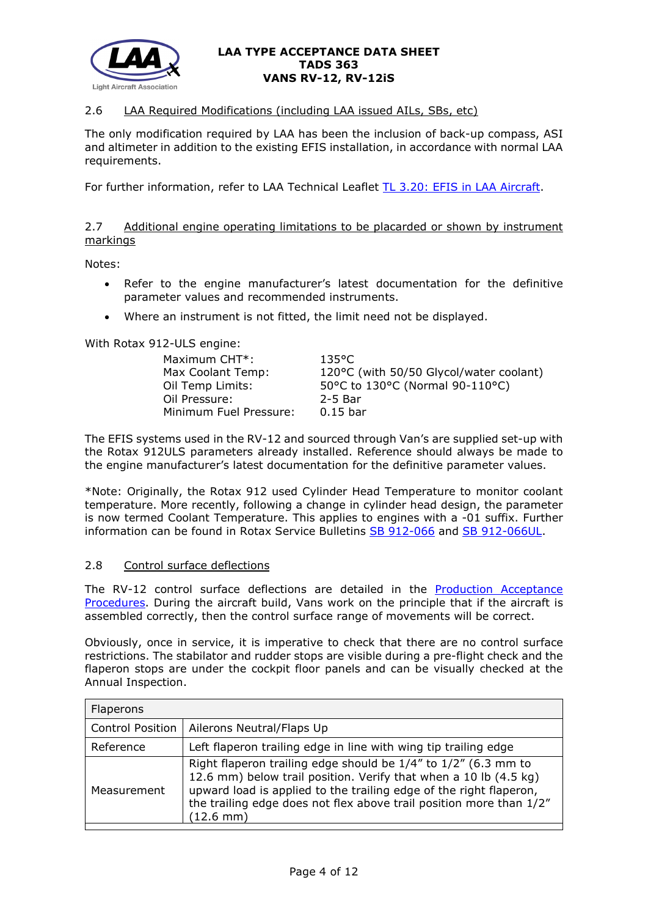### 2.6 LAA Required Modifications (including LAA issued AILs, SBs, etc)

The only modification required by LAA has been the inclusion of back-up compass, ASI and altimeter in addition to the existing EFIS installation, in accordance with normal LAA requirements.

For further information, refer to LAA Technical Leaflet TL 3.20: EFIS in LAA Aircraft.

### 2.7 Additional engine operating limitations to be placarded or shown by instrument markings

Notes:

- Refer to the engine manufacturer's latest documentation for the definitive parameter values and recommended instruments.
- Where an instrument is not fitted, the limit need not be displayed.

With Rotax 912-ULS engine:

| | |
|---|---|
| Maximum CHT*: | 135°C |
| Max Coolant Temp: | 120°C (with 50/50 Glycol/water coolant) |
| Oil Temp Limits: | 50°C to 130°C (Normal 90-110°C) |
| Oil Pressure: | 2-5 Bar |
| Minimum Fuel Pressure: | 0.15 bar |

The EFIS systems used in the RV-12 and sourced through Van's are supplied set-up with the Rotax 912ULS parameters already installed. Reference should always be made to the engine manufacturer's latest documentation for the definitive parameter values.

*Note: Originally, the Rotax 912 used Cylinder Head Temperature to monitor coolant temperature. More recently, following a change in cylinder head design, the parameter is now termed Coolant Temperature. This applies to engines with a -01 suffix. Further information can be found in Rotax Service Bulletins SB 912-066 and SB 912-066UL.

### 2.8 Control surface deflections

The RV-12 control surface deflections are detailed in the Production Acceptance Procedures. During the aircraft build, Vans work on the principle that if the aircraft is assembled correctly, then the control surface range of movements will be correct.

Obviously, once in service, it is imperative to check that there are no control surface restrictions. The stabilator and rudder stops are visible during a pre-flight check and the flaperon stops are under the cockpit floor panels and can be visually checked at the Annual Inspection.

| Flaperons | |
|---|---|
| Control Position | Ailerons Neutral/Flaps Up |
| Reference | Left flaperon trailing edge in line with wing tip trailing edge |
| Measurement | Right flaperon trailing edge should be 1/4" to 1/2" (6.3 mm to 12.6 mm) below trail position. Verify that when a 10 lb (4.5 kg) upward load is applied to the trailing edge of the right flaperon, the trailing edge does not flex above trail position more than 1/2" (12.6 mm) |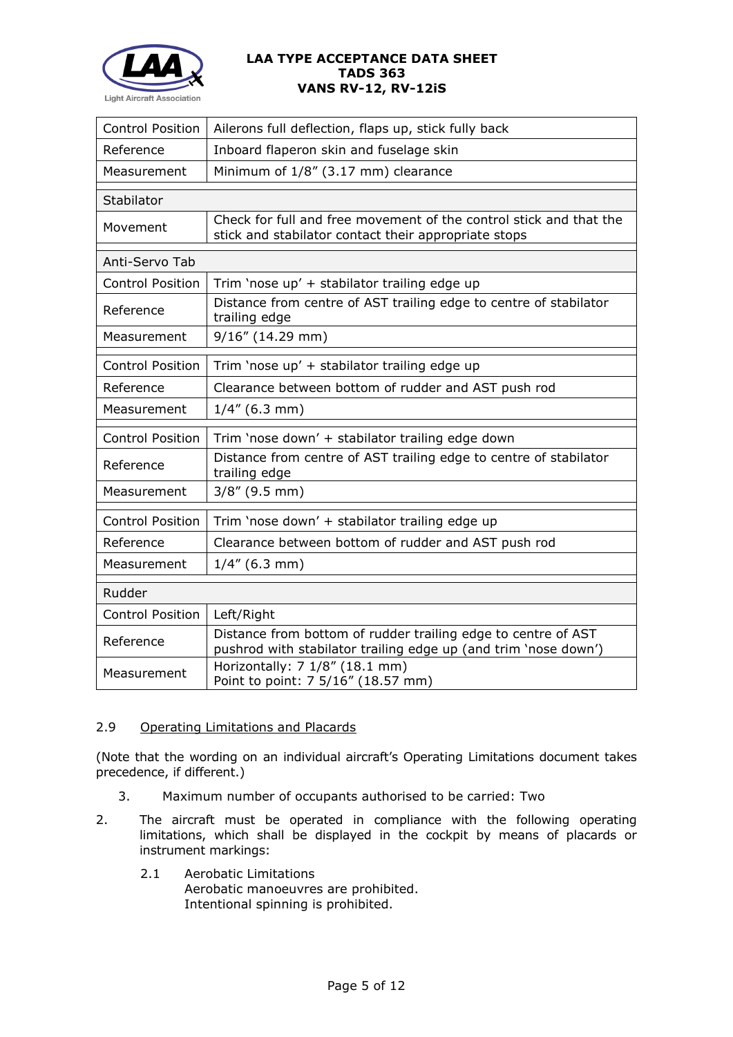| Control Position | Ailerons full deflection, flaps up, stick fully back |
|---|---|
| Reference | Inboard flaperon skin and fuselage skin |
| Measurement | Minimum of 1/8″ (3.17 mm) clearance |
| **Stabilator** | |
| Movement | Check for full and free movement of the control stick and that the stick and stabilator contact their appropriate stops |
| **Anti-Servo Tab** | |
| Control Position | Trim 'nose up' + stabilator trailing edge up |
| Reference | Distance from centre of AST trailing edge to centre of stabilator trailing edge |
| Measurement | 9/16″ (14.29 mm) |
| Control Position | Trim 'nose up' + stabilator trailing edge up |
| Reference | Clearance between bottom of rudder and AST push rod |
| Measurement | 1/4″ (6.3 mm) |
| Control Position | Trim 'nose down' + stabilator trailing edge down |
| Reference | Distance from centre of AST trailing edge to centre of stabilator trailing edge |
| Measurement | 3/8″ (9.5 mm) |
| Control Position | Trim 'nose down' + stabilator trailing edge up |
| Reference | Clearance between bottom of rudder and AST push rod |
| Measurement | 1/4″ (6.3 mm) |
| **Rudder** | |
| Control Position | Left/Right |
| Reference | Distance from bottom of rudder trailing edge to centre of AST pushrod with stabilator trailing edge up (and trim 'nose down') |
| Measurement | Horizontally: 7 1/8″ (18.1 mm)<br>Point to point: 7 5/16″ (18.57 mm) |

## 2.9 Operating Limitations and Placards

(Note that the wording on an individual aircraft's Operating Limitations document takes precedence, if different.)

3. Maximum number of occupants authorised to be carried: Two

2. The aircraft must be operated in compliance with the following operating limitations, which shall be displayed in the cockpit by means of placards or instrument markings:

   2.1 Aerobatic Limitations
   Aerobatic manoeuvres are prohibited.
   Intentional spinning is prohibited.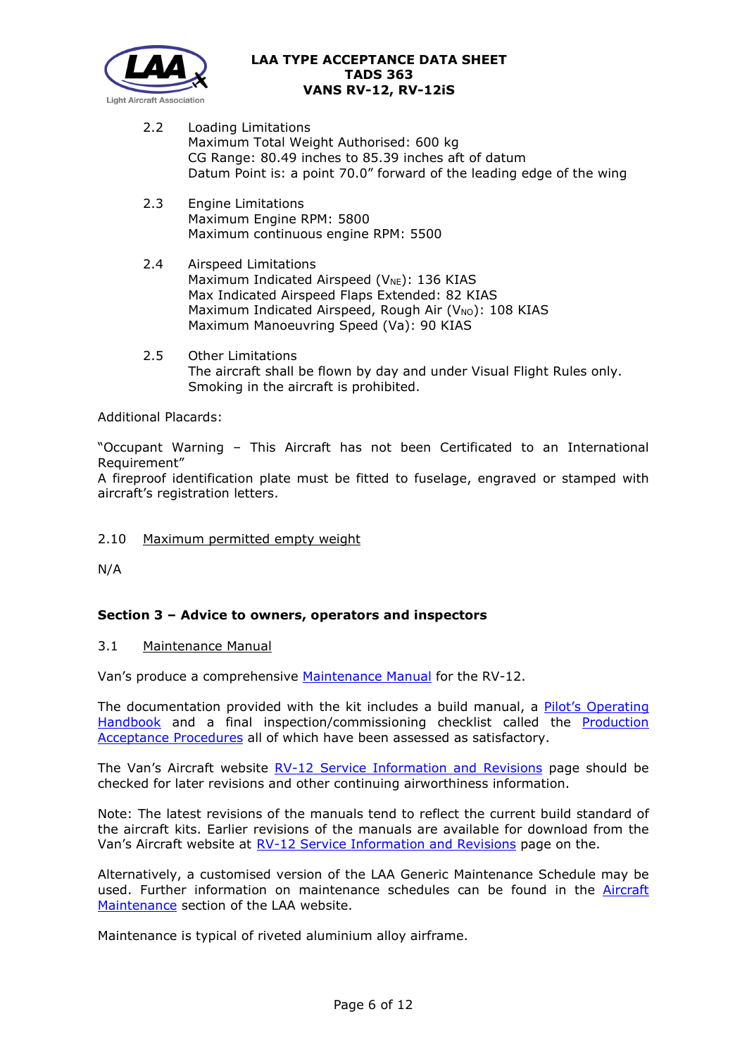2.2 Loading Limitations
Maximum Total Weight Authorised: 600 kg
CG Range: 80.49 inches to 85.39 inches aft of datum
Datum Point is: a point 70.0" forward of the leading edge of the wing

2.3 Engine Limitations
Maximum Engine RPM: 5800
Maximum continuous engine RPM: 5500

2.4 Airspeed Limitations
Maximum Indicated Airspeed ($V_{NE}$): 136 KIAS
Max Indicated Airspeed Flaps Extended: 82 KIAS
Maximum Indicated Airspeed, Rough Air ($V_{NO}$): 108 KIAS
Maximum Manoeuvring Speed (Va): 90 KIAS

2.5 Other Limitations
The aircraft shall be flown by day and under Visual Flight Rules only.
Smoking in the aircraft is prohibited.

Additional Placards:

"Occupant Warning – This Aircraft has not been Certificated to an International Requirement"
A fireproof identification plate must be fitted to fuselage, engraved or stamped with aircraft's registration letters.

2.10 Maximum permitted empty weight

N/A

## Section 3 – Advice to owners, operators and inspectors

3.1 Maintenance Manual

Van's produce a comprehensive Maintenance Manual for the RV-12.

The documentation provided with the kit includes a build manual, a Pilot's Operating Handbook and a final inspection/commissioning checklist called the Production Acceptance Procedures all of which have been assessed as satisfactory.

The Van's Aircraft website RV-12 Service Information and Revisions page should be checked for later revisions and other continuing airworthiness information.

Note: The latest revisions of the manuals tend to reflect the current build standard of the aircraft kits. Earlier revisions of the manuals are available for download from the Van's Aircraft website at RV-12 Service Information and Revisions page on the.

Alternatively, a customised version of the LAA Generic Maintenance Schedule may be used. Further information on maintenance schedules can be found in the Aircraft Maintenance section of the LAA website.

Maintenance is typical of riveted aluminium alloy airframe.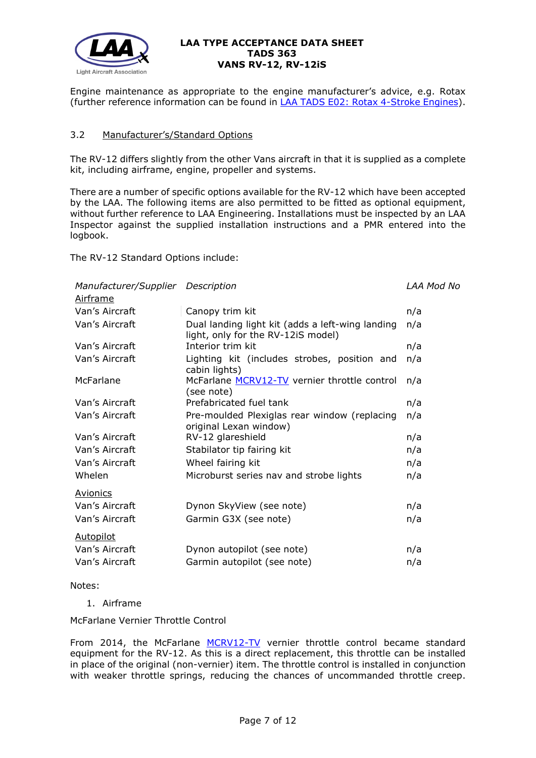Engine maintenance as appropriate to the engine manufacturer's advice, e.g. Rotax (further reference information can be found in LAA TADS E02: Rotax 4-Stroke Engines).

### 3.2 Manufacturer's/Standard Options

The RV-12 differs slightly from the other Vans aircraft in that it is supplied as a complete kit, including airframe, engine, propeller and systems.

There are a number of specific options available for the RV-12 which have been accepted by the LAA. The following items are also permitted to be fitted as optional equipment, without further reference to LAA Engineering. Installations must be inspected by an LAA Inspector against the supplied installation instructions and a PMR entered into the logbook.

The RV-12 Standard Options include:

| *Manufacturer/Supplier* | *Description* | *LAA Mod No* |
|---|---|---|
| **Airframe** | | |
| Van's Aircraft | Canopy trim kit | n/a |
| Van's Aircraft | Dual landing light kit (adds a left-wing landing light, only for the RV-12iS model) | n/a |
| Van's Aircraft | Interior trim kit | n/a |
| Van's Aircraft | Lighting kit (includes strobes, position and cabin lights) | n/a |
| McFarlane | McFarlane MCRV12-TV vernier throttle control (see note) | n/a |
| Van's Aircraft | Prefabricated fuel tank | n/a |
| Van's Aircraft | Pre-moulded Plexiglas rear window (replacing original Lexan window) | n/a |
| Van's Aircraft | RV-12 glareshield | n/a |
| Van's Aircraft | Stabilator tip fairing kit | n/a |
| Van's Aircraft | Wheel fairing kit | n/a |
| Whelen | Microburst series nav and strobe lights | n/a |
| **Avionics** | | |
| Van's Aircraft | Dynon SkyView (see note) | n/a |
| Van's Aircraft | Garmin G3X (see note) | n/a |
| **Autopilot** | | |
| Van's Aircraft | Dynon autopilot (see note) | n/a |
| Van's Aircraft | Garmin autopilot (see note) | n/a |

Notes:

1. Airframe

McFarlane Vernier Throttle Control

From 2014, the McFarlane MCRV12-TV vernier throttle control became standard equipment for the RV-12. As this is a direct replacement, this throttle can be installed in place of the original (non-vernier) item. The throttle control is installed in conjunction with weaker throttle springs, reducing the chances of uncommanded throttle creep.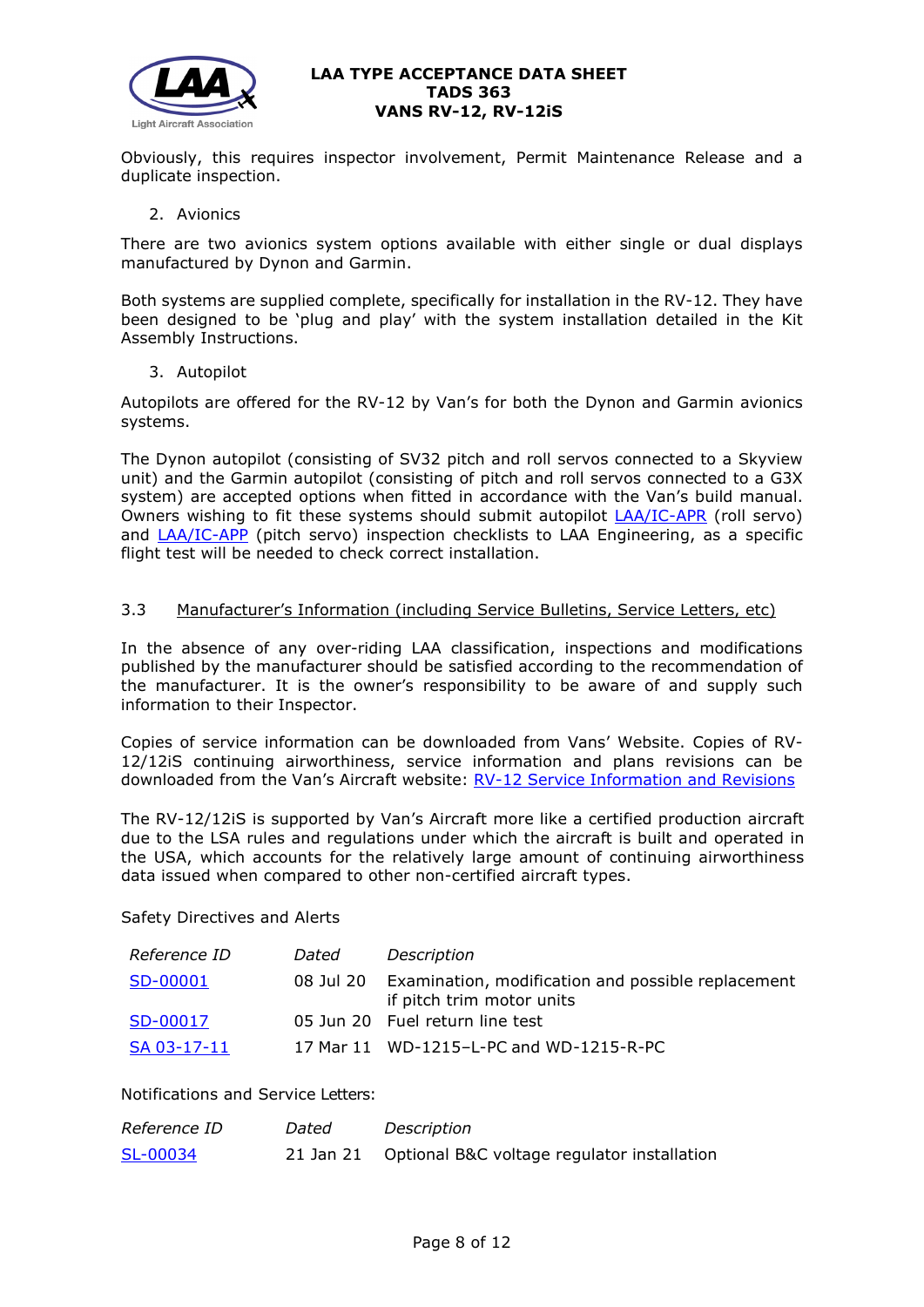Obviously, this requires inspector involvement, Permit Maintenance Release and a duplicate inspection.

2. Avionics

There are two avionics system options available with either single or dual displays manufactured by Dynon and Garmin.

Both systems are supplied complete, specifically for installation in the RV-12. They have been designed to be 'plug and play' with the system installation detailed in the Kit Assembly Instructions.

3. Autopilot

Autopilots are offered for the RV-12 by Van's for both the Dynon and Garmin avionics systems.

The Dynon autopilot (consisting of SV32 pitch and roll servos connected to a Skyview unit) and the Garmin autopilot (consisting of pitch and roll servos connected to a G3X system) are accepted options when fitted in accordance with the Van's build manual. Owners wishing to fit these systems should submit autopilot LAA/IC-APR (roll servo) and LAA/IC-APP (pitch servo) inspection checklists to LAA Engineering, as a specific flight test will be needed to check correct installation.

### 3.3 Manufacturer's Information (including Service Bulletins, Service Letters, etc)

In the absence of any over-riding LAA classification, inspections and modifications published by the manufacturer should be satisfied according to the recommendation of the manufacturer. It is the owner's responsibility to be aware of and supply such information to their Inspector.

Copies of service information can be downloaded from Vans' Website. Copies of RV-12/12iS continuing airworthiness, service information and plans revisions can be downloaded from the Van's Aircraft website: RV-12 Service Information and Revisions

The RV-12/12iS is supported by Van's Aircraft more like a certified production aircraft due to the LSA rules and regulations under which the aircraft is built and operated in the USA, which accounts for the relatively large amount of continuing airworthiness data issued when compared to other non-certified aircraft types.

Safety Directives and Alerts

| *Reference ID* | *Dated* | *Description* |
|---|---|---|
| SD-00001 | 08 Jul 20 | Examination, modification and possible replacement if pitch trim motor units |
| SD-00017 | 05 Jun 20 | Fuel return line test |
| SA 03-17-11 | 17 Mar 11 | WD-1215–L-PC and WD-1215-R-PC |

Notifications and Service Letters:

| *Reference ID* | *Dated* | *Description* |
|---|---|---|
| SL-00034 | 21 Jan 21 | Optional B&C voltage regulator installation |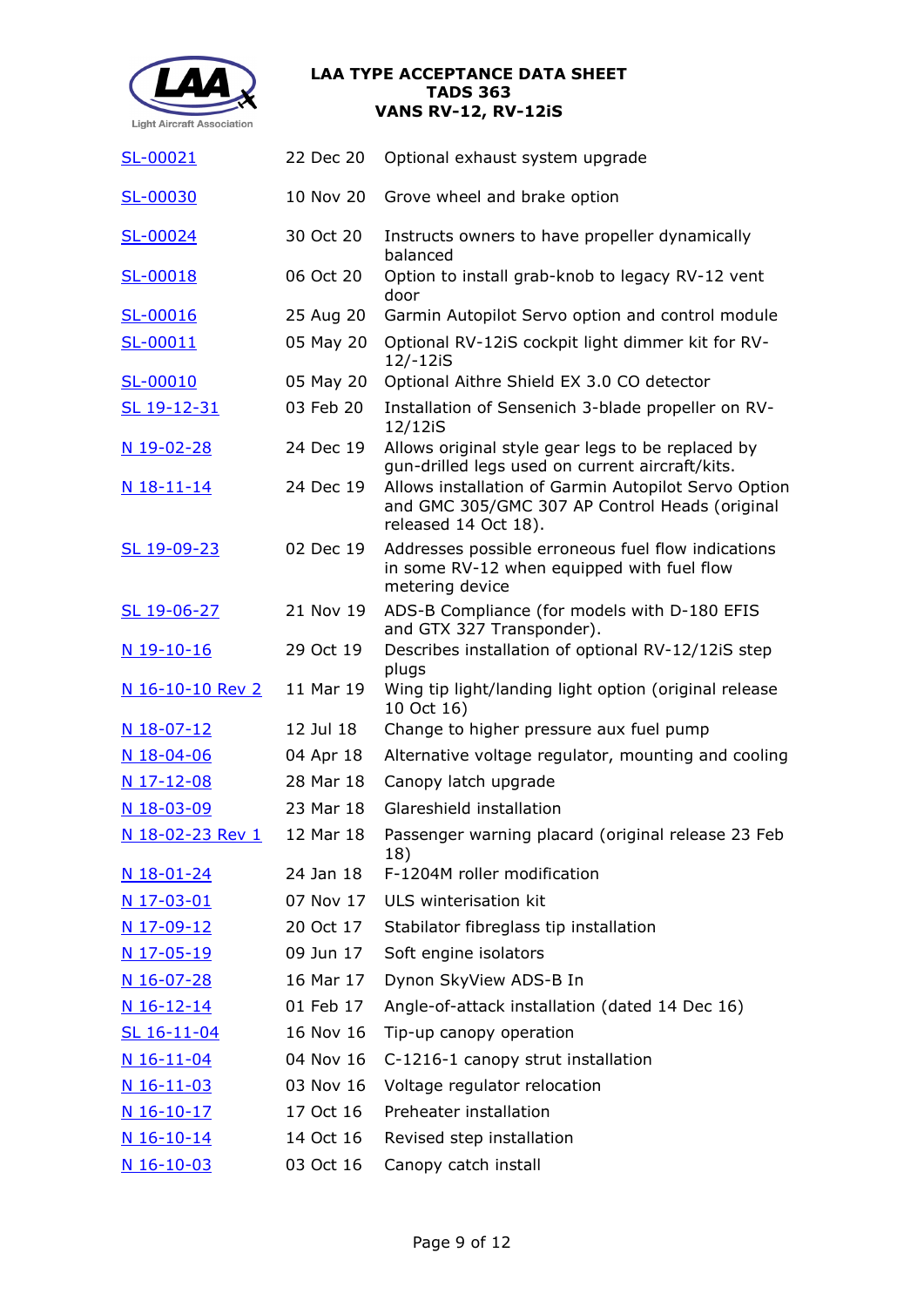| | | |
|---|---|---|
| SL-00021 | 22 Dec 20 | Optional exhaust system upgrade |
| SL-00030 | 10 Nov 20 | Grove wheel and brake option |
| SL-00024 | 30 Oct 20 | Instructs owners to have propeller dynamically balanced |
| SL-00018 | 06 Oct 20 | Option to install grab-knob to legacy RV-12 vent door |
| SL-00016 | 25 Aug 20 | Garmin Autopilot Servo option and control module |
| SL-00011 | 05 May 20 | Optional RV-12iS cockpit light dimmer kit for RV-12/-12iS |
| SL-00010 | 05 May 20 | Optional Aithre Shield EX 3.0 CO detector |
| SL 19-12-31 | 03 Feb 20 | Installation of Sensenich 3-blade propeller on RV-12/12iS |
| N 19-02-28 | 24 Dec 19 | Allows original style gear legs to be replaced by gun-drilled legs used on current aircraft/kits. |
| N 18-11-14 | 24 Dec 19 | Allows installation of Garmin Autopilot Servo Option and GMC 305/GMC 307 AP Control Heads (original released 14 Oct 18). |
| SL 19-09-23 | 02 Dec 19 | Addresses possible erroneous fuel flow indications in some RV-12 when equipped with fuel flow metering device |
| SL 19-06-27 | 21 Nov 19 | ADS-B Compliance (for models with D-180 EFIS and GTX 327 Transponder). |
| N 19-10-16 | 29 Oct 19 | Describes installation of optional RV-12/12iS step plugs |
| N 16-10-10 Rev 2 | 11 Mar 19 | Wing tip light/landing light option (original release 10 Oct 16) |
| N 18-07-12 | 12 Jul 18 | Change to higher pressure aux fuel pump |
| N 18-04-06 | 04 Apr 18 | Alternative voltage regulator, mounting and cooling |
| N 17-12-08 | 28 Mar 18 | Canopy latch upgrade |
| N 18-03-09 | 23 Mar 18 | Glareshield installation |
| N 18-02-23 Rev 1 | 12 Mar 18 | Passenger warning placard (original release 23 Feb 18) |
| N 18-01-24 | 24 Jan 18 | F-1204M roller modification |
| N 17-03-01 | 07 Nov 17 | ULS winterisation kit |
| N 17-09-12 | 20 Oct 17 | Stabilator fibreglass tip installation |
| N 17-05-19 | 09 Jun 17 | Soft engine isolators |
| N 16-07-28 | 16 Mar 17 | Dynon SkyView ADS-B In |
| N 16-12-14 | 01 Feb 17 | Angle-of-attack installation (dated 14 Dec 16) |
| SL 16-11-04 | 16 Nov 16 | Tip-up canopy operation |
| N 16-11-04 | 04 Nov 16 | C-1216-1 canopy strut installation |
| N 16-11-03 | 03 Nov 16 | Voltage regulator relocation |
| N 16-10-17 | 17 Oct 16 | Preheater installation |
| N 16-10-14 | 14 Oct 16 | Revised step installation |
| N 16-10-03 | 03 Oct 16 | Canopy catch install |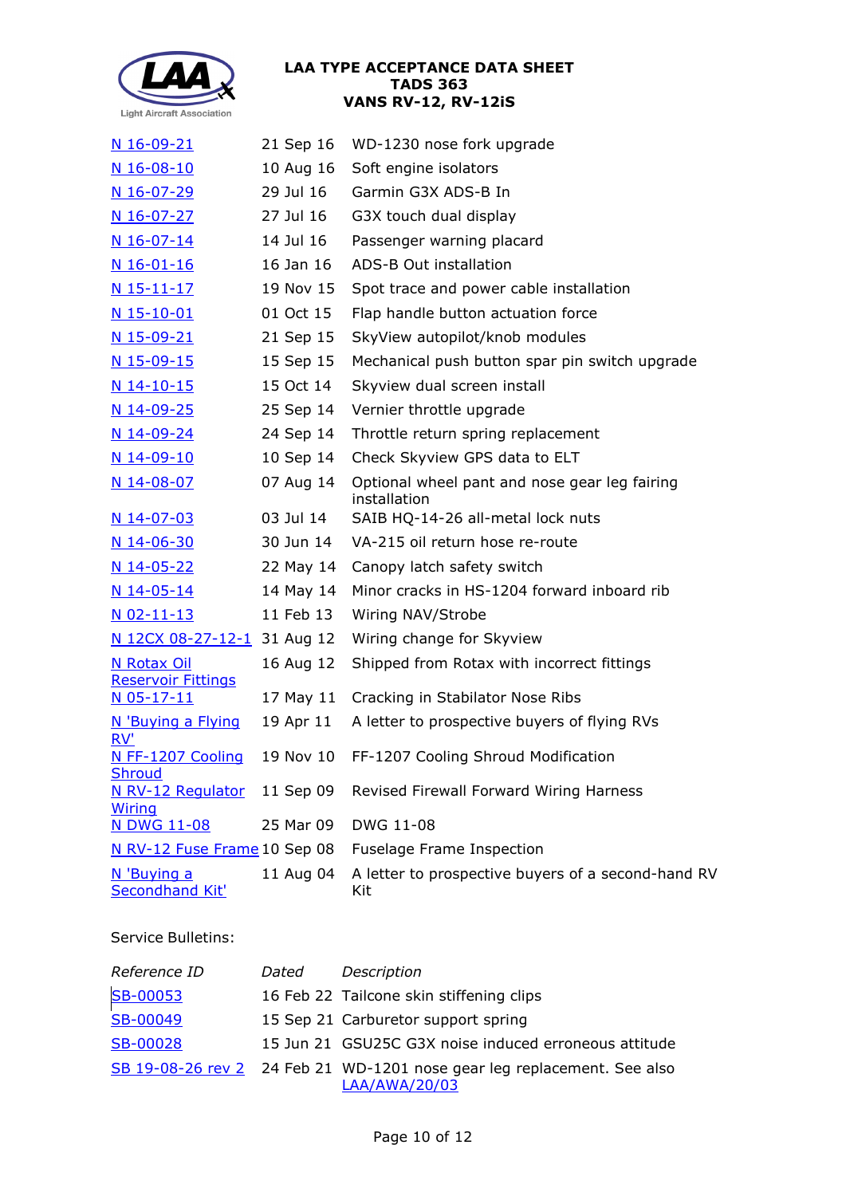| | | |
|---|---|---|
| N 16-09-21 | 21 Sep 16 | WD-1230 nose fork upgrade |
| N 16-08-10 | 10 Aug 16 | Soft engine isolators |
| N 16-07-29 | 29 Jul 16 | Garmin G3X ADS-B In |
| N 16-07-27 | 27 Jul 16 | G3X touch dual display |
| N 16-07-14 | 14 Jul 16 | Passenger warning placard |
| N 16-01-16 | 16 Jan 16 | ADS-B Out installation |
| N 15-11-17 | 19 Nov 15 | Spot trace and power cable installation |
| N 15-10-01 | 01 Oct 15 | Flap handle button actuation force |
| N 15-09-21 | 21 Sep 15 | SkyView autopilot/knob modules |
| N 15-09-15 | 15 Sep 15 | Mechanical push button spar pin switch upgrade |
| N 14-10-15 | 15 Oct 14 | Skyview dual screen install |
| N 14-09-25 | 25 Sep 14 | Vernier throttle upgrade |
| N 14-09-24 | 24 Sep 14 | Throttle return spring replacement |
| N 14-09-10 | 10 Sep 14 | Check Skyview GPS data to ELT |
| N 14-08-07 | 07 Aug 14 | Optional wheel pant and nose gear leg fairing installation |
| N 14-07-03 | 03 Jul 14 | SAIB HQ-14-26 all-metal lock nuts |
| N 14-06-30 | 30 Jun 14 | VA-215 oil return hose re-route |
| N 14-05-22 | 22 May 14 | Canopy latch safety switch |
| N 14-05-14 | 14 May 14 | Minor cracks in HS-1204 forward inboard rib |
| N 02-11-13 | 11 Feb 13 | Wiring NAV/Strobe |
| N 12CX 08-27-12-1 | 31 Aug 12 | Wiring change for Skyview |
| N Rotax Oil Reservoir Fittings | 16 Aug 12 | Shipped from Rotax with incorrect fittings |
| N 05-17-11 | 17 May 11 | Cracking in Stabilator Nose Ribs |
| N 'Buying a Flying RV' | 19 Apr 11 | A letter to prospective buyers of flying RVs |
| N FF-1207 Cooling Shroud | 19 Nov 10 | FF-1207 Cooling Shroud Modification |
| N RV-12 Regulator Wiring | 11 Sep 09 | Revised Firewall Forward Wiring Harness |
| N DWG 11-08 | 25 Mar 09 | DWG 11-08 |
| N RV-12 Fuse Frame | 10 Sep 08 | Fuselage Frame Inspection |
| N 'Buying a Secondhand Kit' | 11 Aug 04 | A letter to prospective buyers of a second-hand RV Kit |

Service Bulletins:

| *Reference ID* | *Dated* | *Description* |
|---|---|---|
| SB-00053 | 16 Feb 22 | Tailcone skin stiffening clips |
| SB-00049 | 15 Sep 21 | Carburetor support spring |
| SB-00028 | 15 Jun 21 | GSU25C G3X noise induced erroneous attitude |
| SB 19-08-26 rev 2 | 24 Feb 21 | WD-1201 nose gear leg replacement. See also LAA/AWA/20/03 |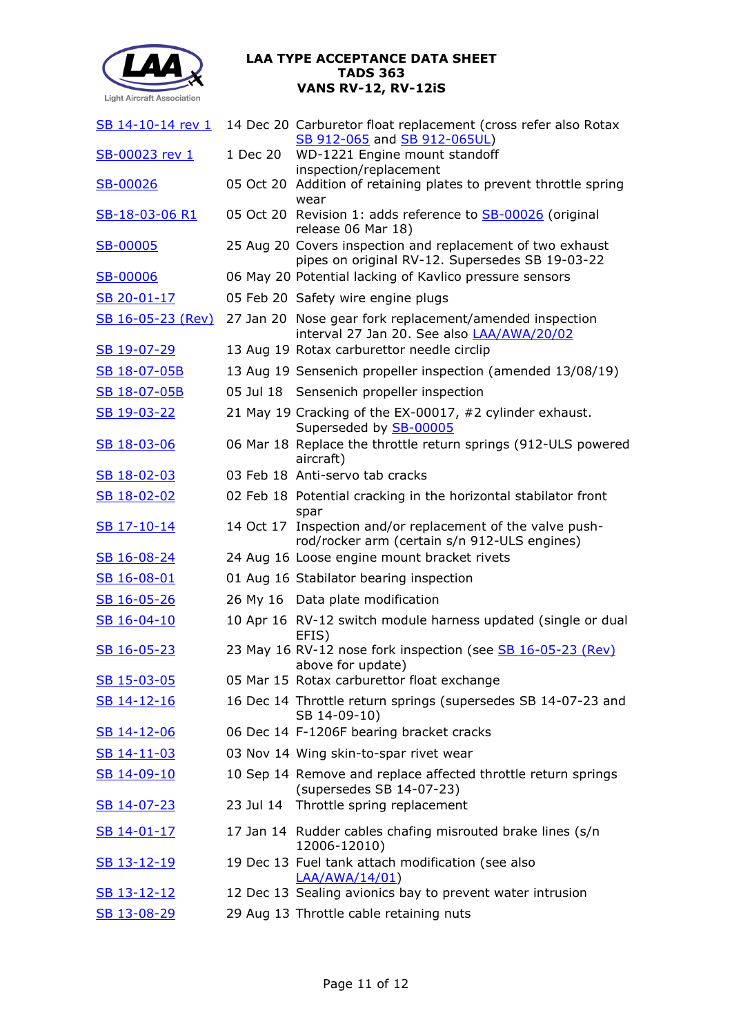| | | |
|---|---|---|
| SB 14-10-14 rev 1 | 14 Dec 20 | Carburetor float replacement (cross refer also Rotax SB 912-065 and SB 912-065UL) |
| SB-00023 rev 1 | 1 Dec 20 | WD-1221 Engine mount standoff inspection/replacement |
| SB-00026 | 05 Oct 20 | Addition of retaining plates to prevent throttle spring wear |
| SB-18-03-06 R1 | 05 Oct 20 | Revision 1: adds reference to SB-00026 (original release 06 Mar 18) |
| SB-00005 | 25 Aug 20 | Covers inspection and replacement of two exhaust pipes on original RV-12. Supersedes SB 19-03-22 |
| SB-00006 | 06 May 20 | Potential lacking of Kavlico pressure sensors |
| SB 20-01-17 | 05 Feb 20 | Safety wire engine plugs |
| SB 16-05-23 (Rev) | 27 Jan 20 | Nose gear fork replacement/amended inspection interval 27 Jan 20. See also LAA/AWA/20/02 |
| SB 19-07-29 | 13 Aug 19 | Rotax carburettor needle circlip |
| SB 18-07-05B | 13 Aug 19 | Sensenich propeller inspection (amended 13/08/19) |
| SB 18-07-05B | 05 Jul 18 | Sensenich propeller inspection |
| SB 19-03-22 | 21 May 19 | Cracking of the EX-00017, #2 cylinder exhaust. Superseded by SB-00005 |
| SB 18-03-06 | 06 Mar 18 | Replace the throttle return springs (912-ULS powered aircraft) |
| SB 18-02-03 | 03 Feb 18 | Anti-servo tab cracks |
| SB 18-02-02 | 02 Feb 18 | Potential cracking in the horizontal stabilator front spar |
| SB 17-10-14 | 14 Oct 17 | Inspection and/or replacement of the valve push-rod/rocker arm (certain s/n 912-ULS engines) |
| SB 16-08-24 | 24 Aug 16 | Loose engine mount bracket rivets |
| SB 16-08-01 | 01 Aug 16 | Stabilator bearing inspection |
| SB 16-05-26 | 26 My 16 | Data plate modification |
| SB 16-04-10 | 10 Apr 16 | RV-12 switch module harness updated (single or dual EFIS) |
| SB 16-05-23 | 23 May 16 | RV-12 nose fork inspection (see SB 16-05-23 (Rev) above for update) |
| SB 15-03-05 | 05 Mar 15 | Rotax carburettor float exchange |
| SB 14-12-16 | 16 Dec 14 | Throttle return springs (supersedes SB 14-07-23 and SB 14-09-10) |
| SB 14-12-06 | 06 Dec 14 | F-1206F bearing bracket cracks |
| SB 14-11-03 | 03 Nov 14 | Wing skin-to-spar rivet wear |
| SB 14-09-10 | 10 Sep 14 | Remove and replace affected throttle return springs (supersedes SB 14-07-23) |
| SB 14-07-23 | 23 Jul 14 | Throttle spring replacement |
| SB 14-01-17 | 17 Jan 14 | Rudder cables chafing misrouted brake lines (s/n 12006-12010) |
| SB 13-12-19 | 19 Dec 13 | Fuel tank attach modification (see also LAA/AWA/14/01) |
| SB 13-12-12 | 12 Dec 13 | Sealing avionics bay to prevent water intrusion |
| SB 13-08-29 | 29 Aug 13 | Throttle cable retaining nuts |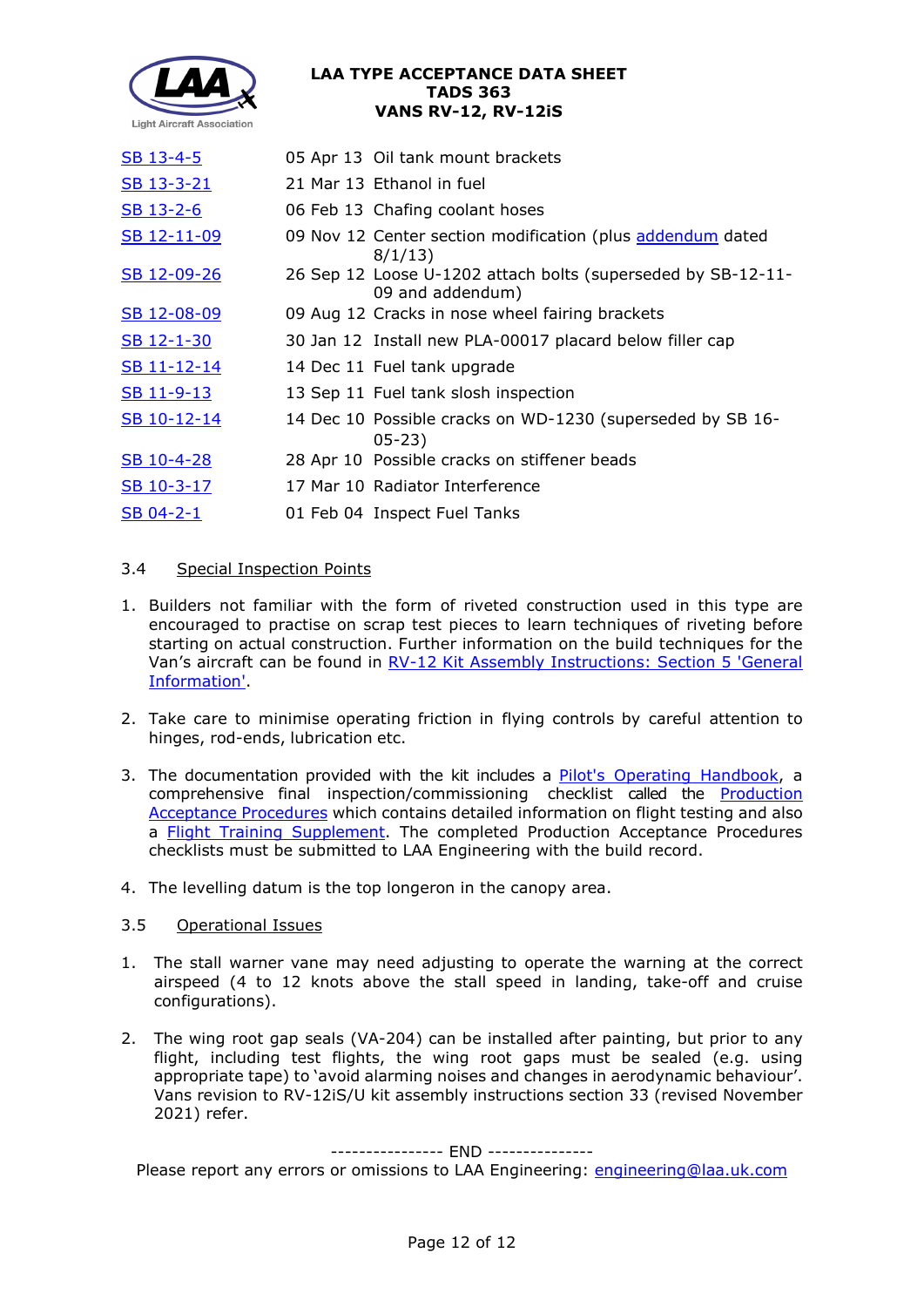| | | |
|---|---|---|
| SB 13-4-5 | 05 Apr 13 | Oil tank mount brackets |
| SB 13-3-21 | 21 Mar 13 | Ethanol in fuel |
| SB 13-2-6 | 06 Feb 13 | Chafing coolant hoses |
| SB 12-11-09 | 09 Nov 12 | Center section modification (plus addendum dated 8/1/13) |
| SB 12-09-26 | 26 Sep 12 | Loose U-1202 attach bolts (superseded by SB-12-11-09 and addendum) |
| SB 12-08-09 | 09 Aug 12 | Cracks in nose wheel fairing brackets |
| SB 12-1-30 | 30 Jan 12 | Install new PLA-00017 placard below filler cap |
| SB 11-12-14 | 14 Dec 11 | Fuel tank upgrade |
| SB 11-9-13 | 13 Sep 11 | Fuel tank slosh inspection |
| SB 10-12-14 | 14 Dec 10 | Possible cracks on WD-1230 (superseded by SB 16-05-23) |
| SB 10-4-28 | 28 Apr 10 | Possible cracks on stiffener beads |
| SB 10-3-17 | 17 Mar 10 | Radiator Interference |
| SB 04-2-1 | 01 Feb 04 | Inspect Fuel Tanks |

3.4 Special Inspection Points

1. Builders not familiar with the form of riveted construction used in this type are encouraged to practise on scrap test pieces to learn techniques of riveting before starting on actual construction. Further information on the build techniques for the Van's aircraft can be found in RV-12 Kit Assembly Instructions: Section 5 'General Information'.

2. Take care to minimise operating friction in flying controls by careful attention to hinges, rod-ends, lubrication etc.

3. The documentation provided with the kit includes a Pilot's Operating Handbook, a comprehensive final inspection/commissioning checklist called the Production Acceptance Procedures which contains detailed information on flight testing and also a Flight Training Supplement. The completed Production Acceptance Procedures checklists must be submitted to LAA Engineering with the build record.

4. The levelling datum is the top longeron in the canopy area.

3.5 Operational Issues

1. The stall warner vane may need adjusting to operate the warning at the correct airspeed (4 to 12 knots above the stall speed in landing, take-off and cruise configurations).

2. The wing root gap seals (VA-204) can be installed after painting, but prior to any flight, including test flights, the wing root gaps must be sealed (e.g. using appropriate tape) to 'avoid alarming noises and changes in aerodynamic behaviour'. Vans revision to RV-12iS/U kit assembly instructions section 33 (revised November 2021) refer.

---------------- END ---------------

Please report any errors or omissions to LAA Engineering: engineering@laa.uk.com